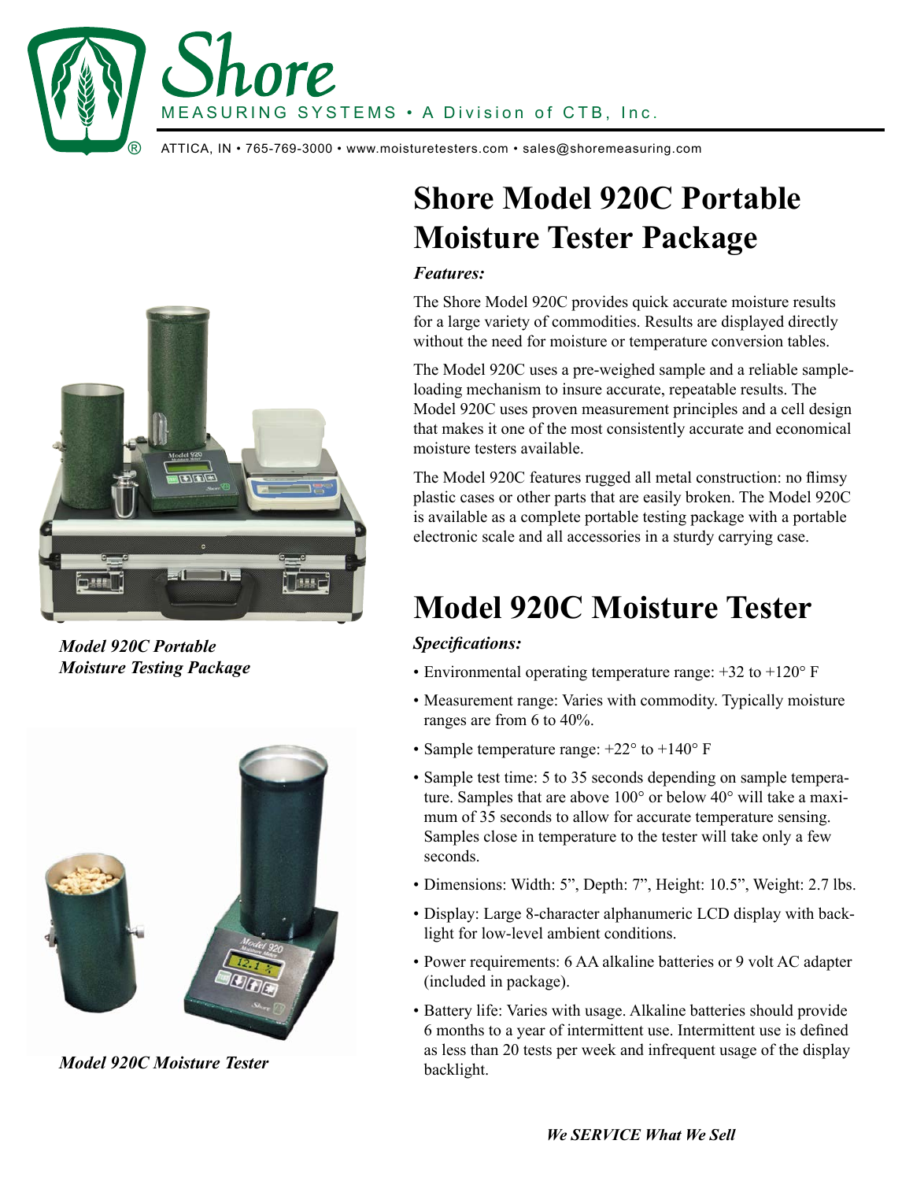# Shore

MEASURING SYSTEMS • A Division of CTB, Inc.

ATTICA, IN • 765-769-3000 • www.moisturetesters.com • sales@shoremeasuring.com

*Model 920C Portable Moisture Testing Package*

*Model 920C Moisture Tester*

# Shore Model 920C Portable Moisture Tester Package

***Features:***

The Shore Model 920C provides quick accurate moisture results for a large variety of commodities. Results are displayed directly without the need for moisture or temperature conversion tables.

The Model 920C uses a pre-weighed sample and a reliable sample-loading mechanism to insure accurate, repeatable results. The Model 920C uses proven measurement principles and a cell design that makes it one of the most consistently accurate and economical moisture testers available.

The Model 920C features rugged all metal construction: no flimsy plastic cases or other parts that are easily broken. The Model 920C is available as a complete portable testing package with a portable electronic scale and all accessories in a sturdy carrying case.

# Model 920C Moisture Tester

***Specifications:***

- Environmental operating temperature range: +32 to +120° F
- Measurement range: Varies with commodity. Typically moisture ranges are from 6 to 40%.
- Sample temperature range: +22° to +140° F
- Sample test time: 5 to 35 seconds depending on sample temperature. Samples that are above 100° or below 40° will take a maximum of 35 seconds to allow for accurate temperature sensing. Samples close in temperature to the tester will take only a few seconds.
- Dimensions: Width: 5", Depth: 7", Height: 10.5", Weight: 2.7 lbs.
- Display: Large 8-character alphanumeric LCD display with backlight for low-level ambient conditions.
- Power requirements: 6 AA alkaline batteries or 9 volt AC adapter (included in package).
- Battery life: Varies with usage. Alkaline batteries should provide 6 months to a year of intermittent use. Intermittent use is defined as less than 20 tests per week and infrequent usage of the display backlight.

***We SERVICE What We Sell***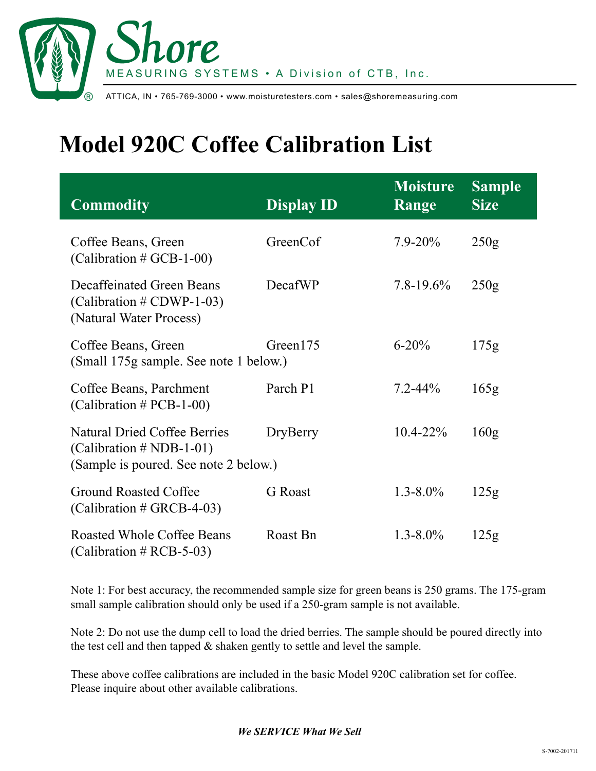Shore

MEASURING SYSTEMS • A Division of CTB, Inc.

ATTICA, IN • 765-769-3000 • www.moisturetesters.com • sales@shoremeasuring.com

# Model 920C Coffee Calibration List

| Commodity | Display ID | Moisture Range | Sample Size |
|---|---|---|---|
| Coffee Beans, Green (Calibration # GCB-1-00) | GreenCof | 7.9-20% | 250g |
| Decaffeinated Green Beans (Calibration # CDWP-1-03) (Natural Water Process) | DecafWP | 7.8-19.6% | 250g |
| Coffee Beans, Green (Small 175g sample. See note 1 below.) | Green175 | 6-20% | 175g |
| Coffee Beans, Parchment (Calibration # PCB-1-00) | Parch P1 | 7.2-44% | 165g |
| Natural Dried Coffee Berries (Calibration # NDB-1-01) (Sample is poured. See note 2 below.) | DryBerry | 10.4-22% | 160g |
| Ground Roasted Coffee (Calibration # GRCB-4-03) | G Roast | 1.3-8.0% | 125g |
| Roasted Whole Coffee Beans (Calibration # RCB-5-03) | Roast Bn | 1.3-8.0% | 125g |

Note 1: For best accuracy, the recommended sample size for green beans is 250 grams. The 175-gram small sample calibration should only be used if a 250-gram sample is not available.

Note 2: Do not use the dump cell to load the dried berries. The sample should be poured directly into the test cell and then tapped & shaken gently to settle and level the sample.

These above coffee calibrations are included in the basic Model 920C calibration set for coffee. Please inquire about other available calibrations.

***We SERVICE What We Sell***

S-7002-201711